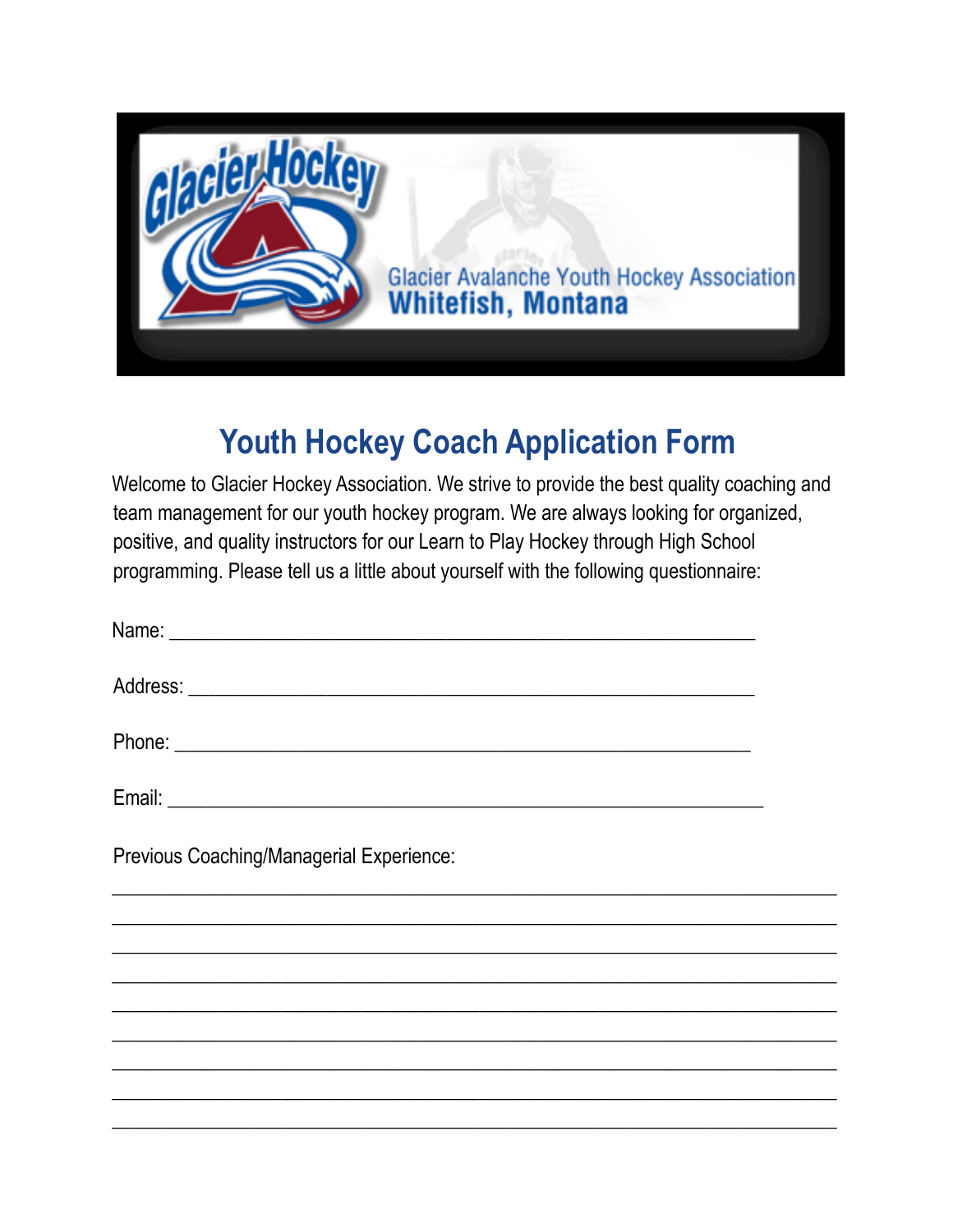Glacier Hockey

Glacier Avalanche Youth Hockey Association
**Whitefish, Montana**

# Youth Hockey Coach Application Form

Welcome to Glacier Hockey Association. We strive to provide the best quality coaching and team management for our youth hockey program. We are always looking for organized, positive, and quality instructors for our Learn to Play Hockey through High School programming. Please tell us a little about yourself with the following questionnaire:

Name: ___________________________________________________________

Address: _________________________________________________________

Phone: __________________________________________________________

Email: ___________________________________________________________

Previous Coaching/Managerial Experience:

_________________________________________________________________________

_________________________________________________________________________

_________________________________________________________________________

_________________________________________________________________________

_________________________________________________________________________

_________________________________________________________________________

_________________________________________________________________________

_________________________________________________________________________

_________________________________________________________________________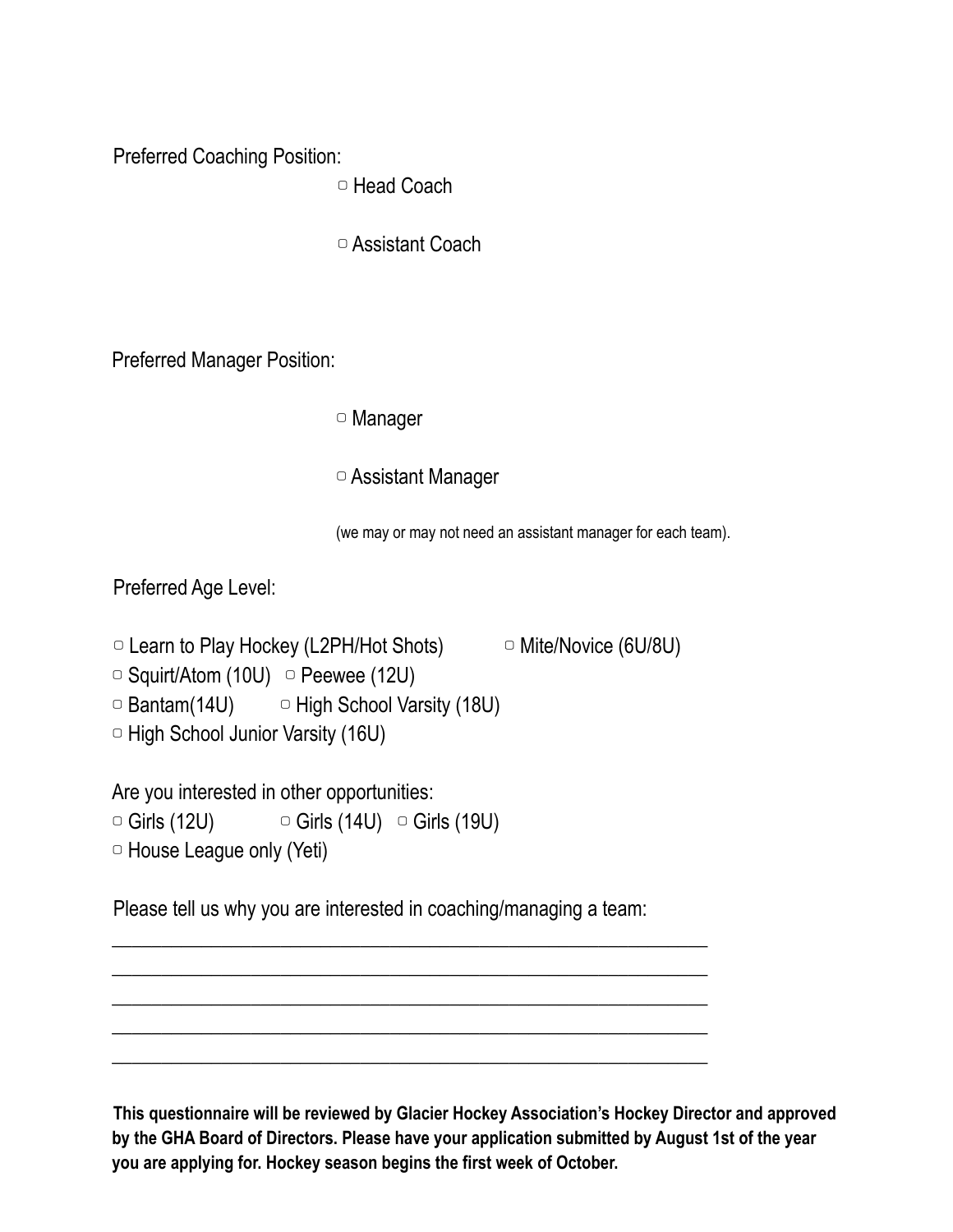Preferred Coaching Position:

▢ Head Coach

▢ Assistant Coach

Preferred Manager Position:

▢ Manager

▢ Assistant Manager

(we may or may not need an assistant manager for each team).

Preferred Age Level:

▢ Learn to Play Hockey (L2PH/Hot Shots) ▢ Mite/Novice (6U/8U)
▢ Squirt/Atom (10U) ▢ Peewee (12U)
▢ Bantam(14U) ▢ High School Varsity (18U)
▢ High School Junior Varsity (16U)

Are you interested in other opportunities:
▢ Girls (12U) ▢ Girls (14U) ▢ Girls (19U)
▢ House League only (Yeti)

Please tell us why you are interested in coaching/managing a team:

____________________________________________________________

____________________________________________________________

____________________________________________________________

____________________________________________________________

____________________________________________________________

**This questionnaire will be reviewed by Glacier Hockey Association's Hockey Director and approved by the GHA Board of Directors. Please have your application submitted by August 1st of the year you are applying for. Hockey season begins the first week of October.**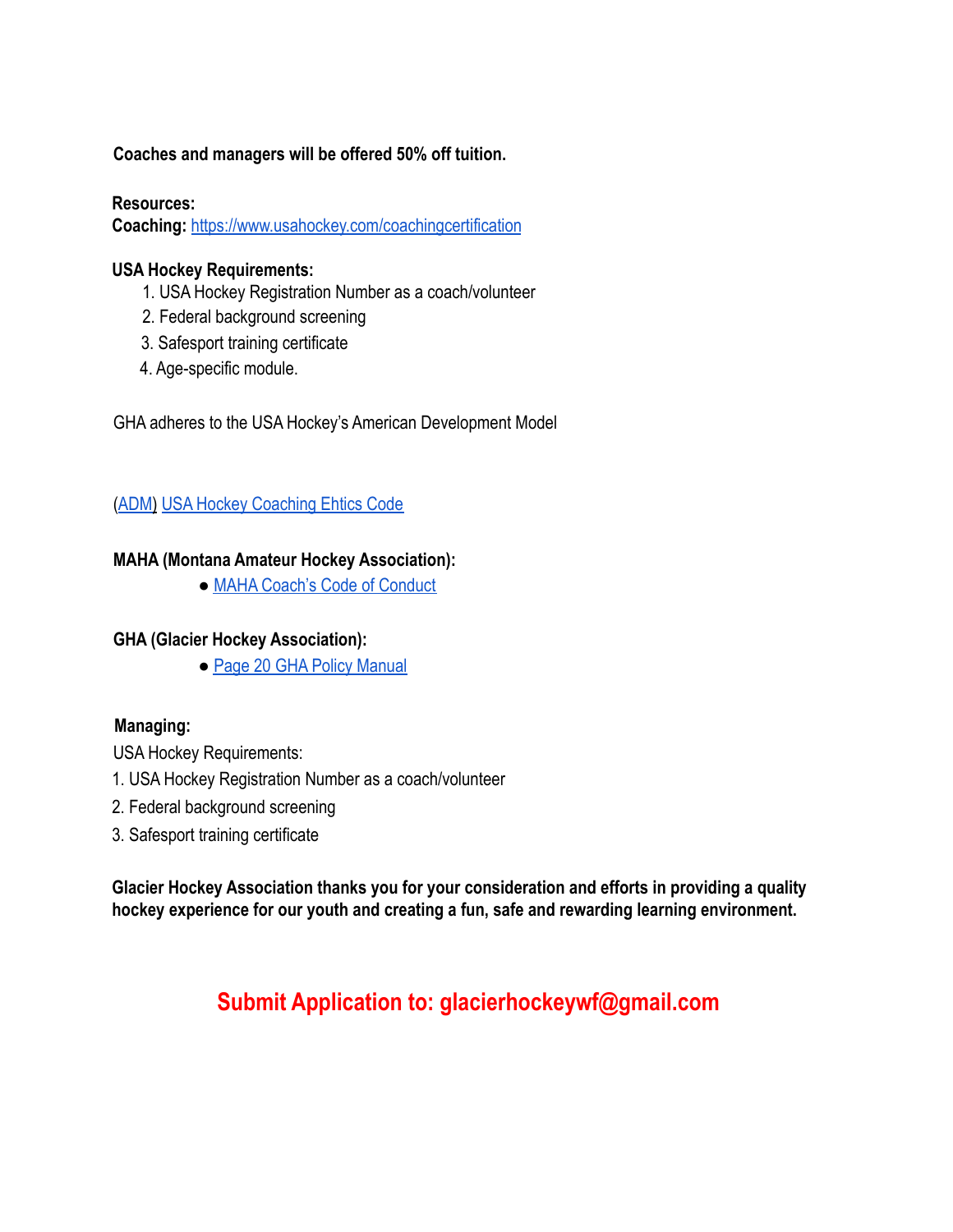**Coaches and managers will be offered 50% off tuition.**

**Resources:**
**Coaching:** https://www.usahockey.com/coachingcertification

**USA Hockey Requirements:**

1. USA Hockey Registration Number as a coach/volunteer
2. Federal background screening
3. Safesport training certificate
4. Age-specific module.

GHA adheres to the USA Hockey's American Development Model

(ADM) USA Hockey Coaching Ehtics Code

**MAHA (Montana Amateur Hockey Association):**

- MAHA Coach's Code of Conduct

**GHA (Glacier Hockey Association):**

- Page 20 GHA Policy Manual

**Managing:**

USA Hockey Requirements:

1. USA Hockey Registration Number as a coach/volunteer
2. Federal background screening
3. Safesport training certificate

**Glacier Hockey Association thanks you for your consideration and efforts in providing a quality hockey experience for our youth and creating a fun, safe and rewarding learning environment.**

**Submit Application to: glacierhockeywf@gmail.com**